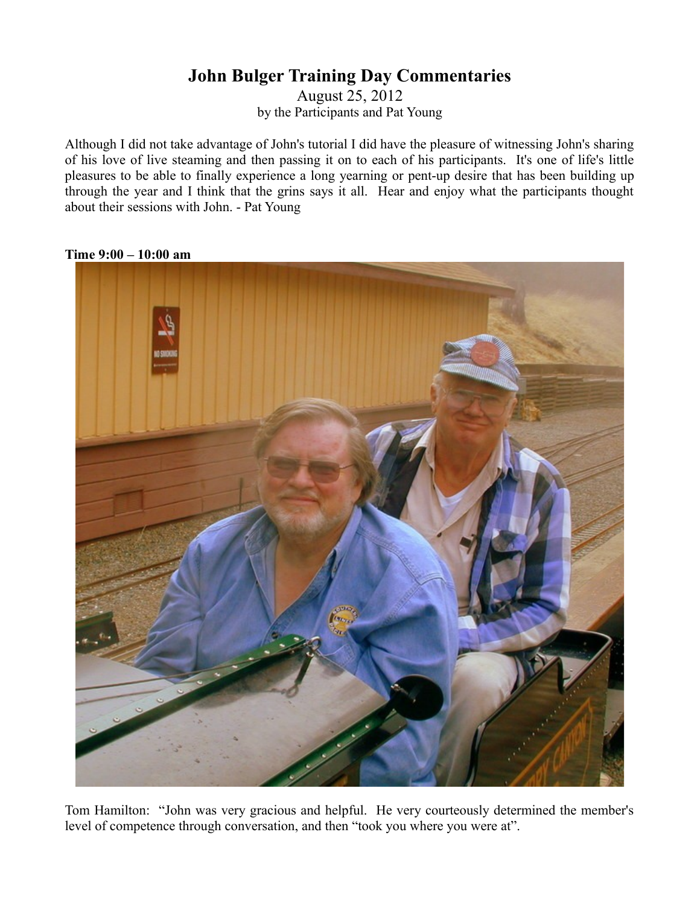# John Bulger Training Day Commentaries

August 25, 2012
by the Participants and Pat Young

Although I did not take advantage of John's tutorial I did have the pleasure of witnessing John's sharing of his love of live steaming and then passing it on to each of his participants. It's one of life's little pleasures to be able to finally experience a long yearning or pent-up desire that has been building up through the year and I think that the grins says it all. Hear and enjoy what the participants thought about their sessions with John. - Pat Young

**Time 9:00 – 10:00 am**

Tom Hamilton: "John was very gracious and helpful. He very courteously determined the member's level of competence through conversation, and then "took you where you were at".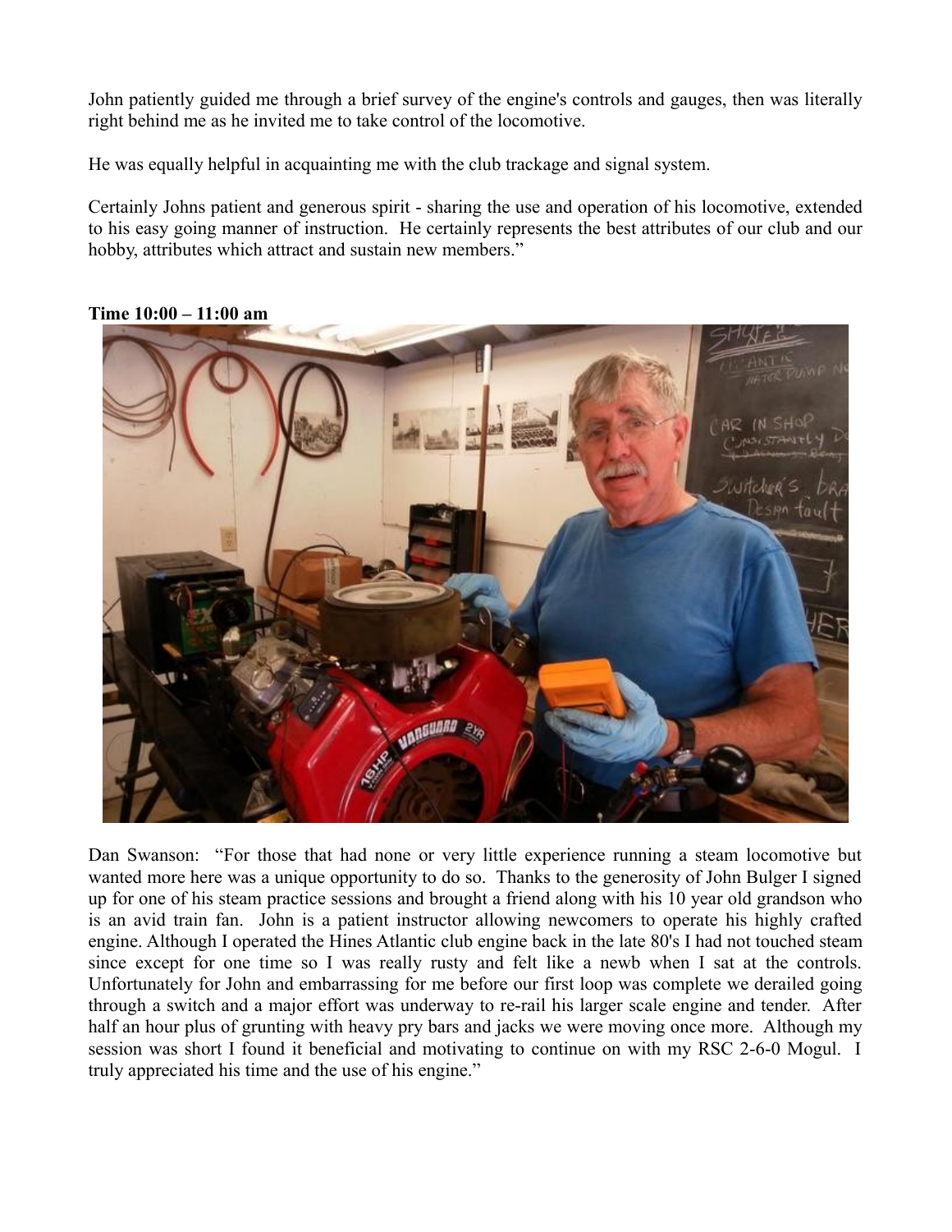John patiently guided me through a brief survey of the engine's controls and gauges, then was literally right behind me as he invited me to take control of the locomotive.

He was equally helpful in acquainting me with the club trackage and signal system.

Certainly Johns patient and generous spirit - sharing the use and operation of his locomotive, extended to his easy going manner of instruction. He certainly represents the best attributes of our club and our hobby, attributes which attract and sustain new members."

**Time 10:00 – 11:00 am**

Dan Swanson: "For those that had none or very little experience running a steam locomotive but wanted more here was a unique opportunity to do so. Thanks to the generosity of John Bulger I signed up for one of his steam practice sessions and brought a friend along with his 10 year old grandson who is an avid train fan. John is a patient instructor allowing newcomers to operate his highly crafted engine. Although I operated the Hines Atlantic club engine back in the late 80's I had not touched steam since except for one time so I was really rusty and felt like a newb when I sat at the controls. Unfortunately for John and embarrassing for me before our first loop was complete we derailed going through a switch and a major effort was underway to re-rail his larger scale engine and tender. After half an hour plus of grunting with heavy pry bars and jacks we were moving once more. Although my session was short I found it beneficial and motivating to continue on with my RSC 2-6-0 Mogul. I truly appreciated his time and the use of his engine."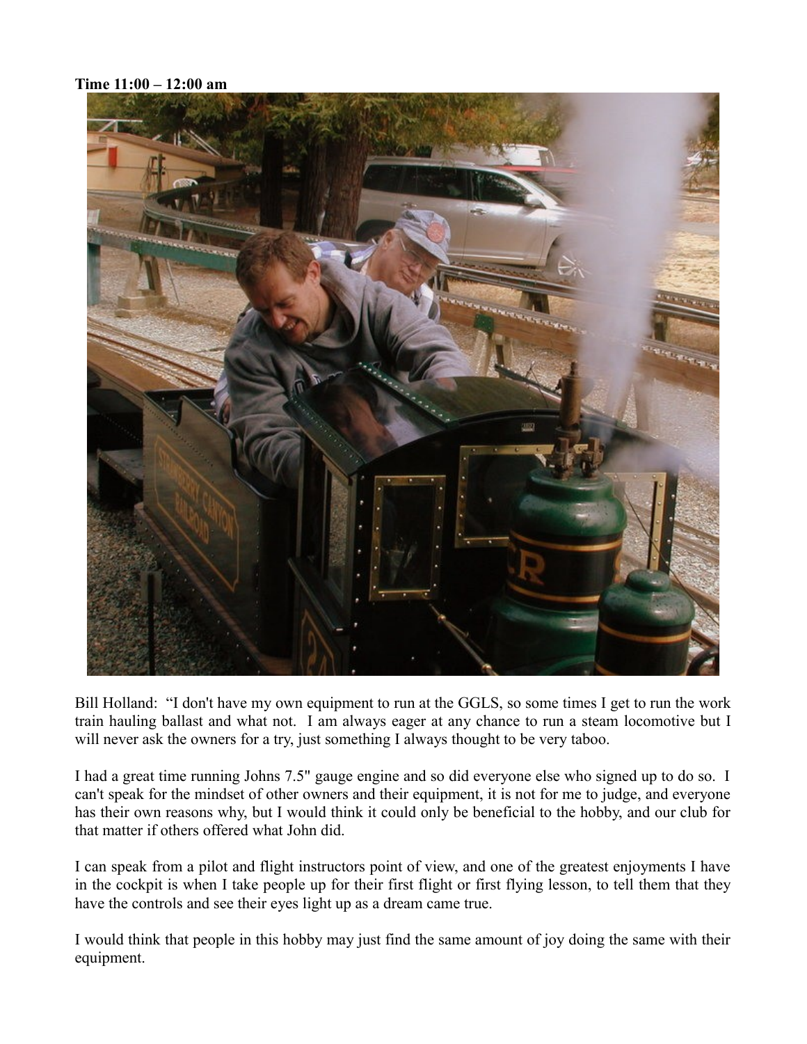**Time 11:00 – 12:00 am**

Bill Holland: "I don't have my own equipment to run at the GGLS, so some times I get to run the work train hauling ballast and what not. I am always eager at any chance to run a steam locomotive but I will never ask the owners for a try, just something I always thought to be very taboo.

I had a great time running Johns 7.5" gauge engine and so did everyone else who signed up to do so. I can't speak for the mindset of other owners and their equipment, it is not for me to judge, and everyone has their own reasons why, but I would think it could only be beneficial to the hobby, and our club for that matter if others offered what John did.

I can speak from a pilot and flight instructors point of view, and one of the greatest enjoyments I have in the cockpit is when I take people up for their first flight or first flying lesson, to tell them that they have the controls and see their eyes light up as a dream came true.

I would think that people in this hobby may just find the same amount of joy doing the same with their equipment.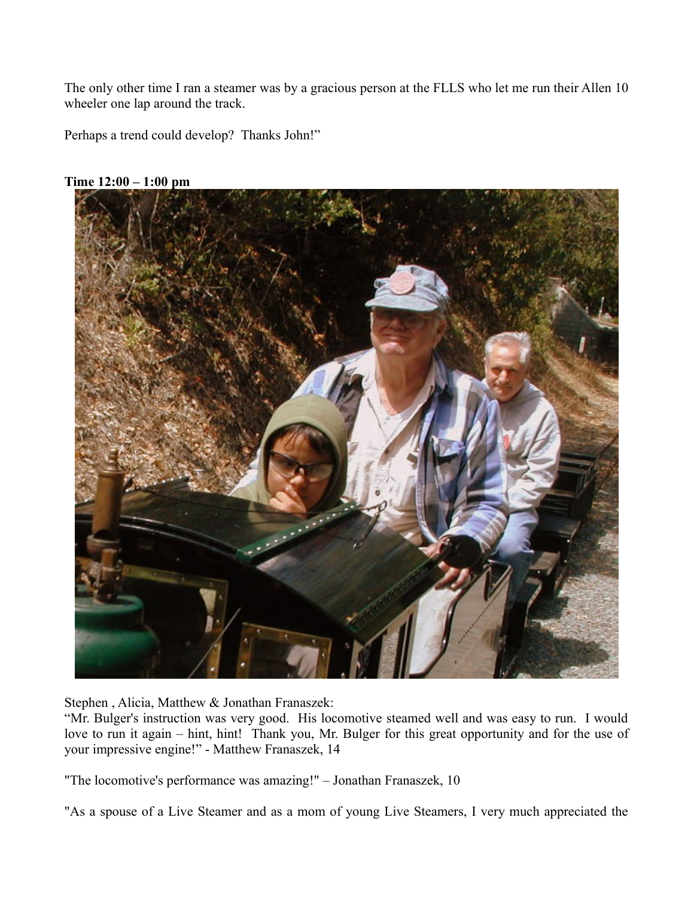The only other time I ran a steamer was by a gracious person at the FLLS who let me run their Allen 10 wheeler one lap around the track.

Perhaps a trend could develop? Thanks John!"

**Time 12:00 – 1:00 pm**

Stephen , Alicia, Matthew & Jonathan Franaszek:

"Mr. Bulger's instruction was very good. His locomotive steamed well and was easy to run. I would love to run it again – hint, hint! Thank you, Mr. Bulger for this great opportunity and for the use of your impressive engine!" - Matthew Franaszek, 14

"The locomotive's performance was amazing!" – Jonathan Franaszek, 10

"As a spouse of a Live Steamer and as a mom of young Live Steamers, I very much appreciated the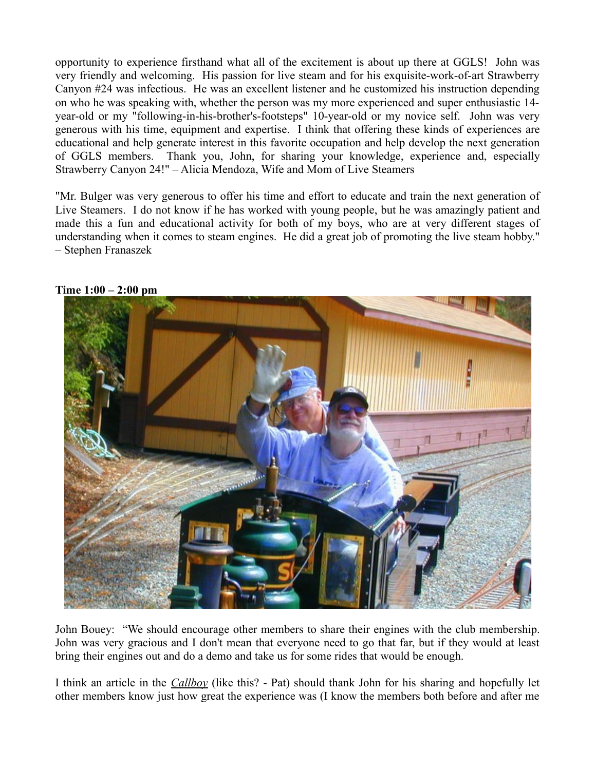opportunity to experience firsthand what all of the excitement is about up there at GGLS! John was very friendly and welcoming. His passion for live steam and for his exquisite-work-of-art Strawberry Canyon #24 was infectious. He was an excellent listener and he customized his instruction depending on who he was speaking with, whether the person was my more experienced and super enthusiastic 14-year-old or my "following-in-his-brother's-footsteps" 10-year-old or my novice self. John was very generous with his time, equipment and expertise. I think that offering these kinds of experiences are educational and help generate interest in this favorite occupation and help develop the next generation of GGLS members. Thank you, John, for sharing your knowledge, experience and, especially Strawberry Canyon 24!" – Alicia Mendoza, Wife and Mom of Live Steamers

"Mr. Bulger was very generous to offer his time and effort to educate and train the next generation of Live Steamers. I do not know if he has worked with young people, but he was amazingly patient and made this a fun and educational activity for both of my boys, who are at very different stages of understanding when it comes to steam engines. He did a great job of promoting the live steam hobby." – Stephen Franaszek

**Time 1:00 – 2:00 pm**

John Bouey: "We should encourage other members to share their engines with the club membership. John was very gracious and I don't mean that everyone need to go that far, but if they would at least bring their engines out and do a demo and take us for some rides that would be enough.

I think an article in the ***Callboy*** (like this? - Pat) should thank John for his sharing and hopefully let other members know just how great the experience was (I know the members both before and after me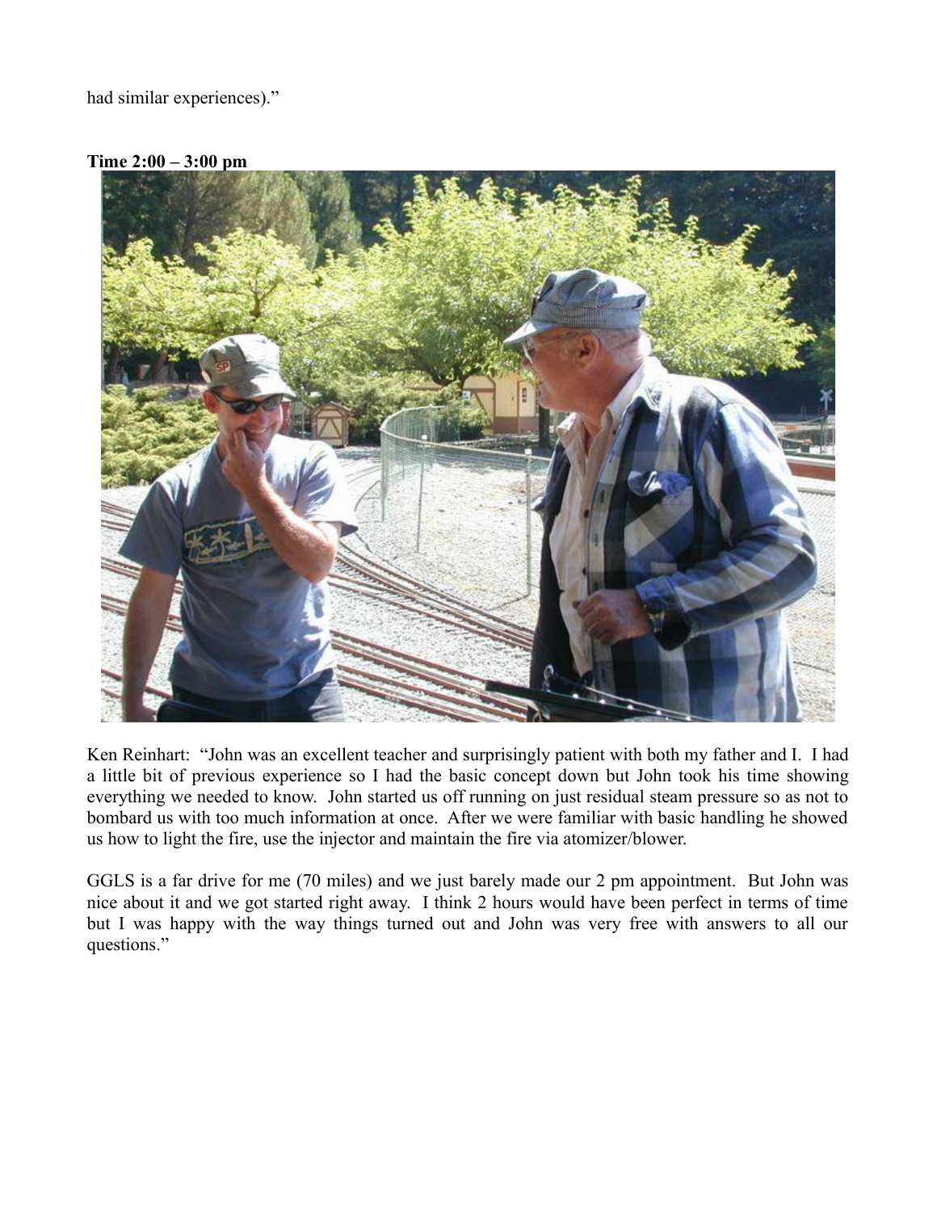had similar experiences)."

**Time 2:00 – 3:00 pm**

Ken Reinhart: "John was an excellent teacher and surprisingly patient with both my father and I. I had a little bit of previous experience so I had the basic concept down but John took his time showing everything we needed to know. John started us off running on just residual steam pressure so as not to bombard us with too much information at once. After we were familiar with basic handling he showed us how to light the fire, use the injector and maintain the fire via atomizer/blower.

GGLS is a far drive for me (70 miles) and we just barely made our 2 pm appointment. But John was nice about it and we got started right away. I think 2 hours would have been perfect in terms of time but I was happy with the way things turned out and John was very free with answers to all our questions."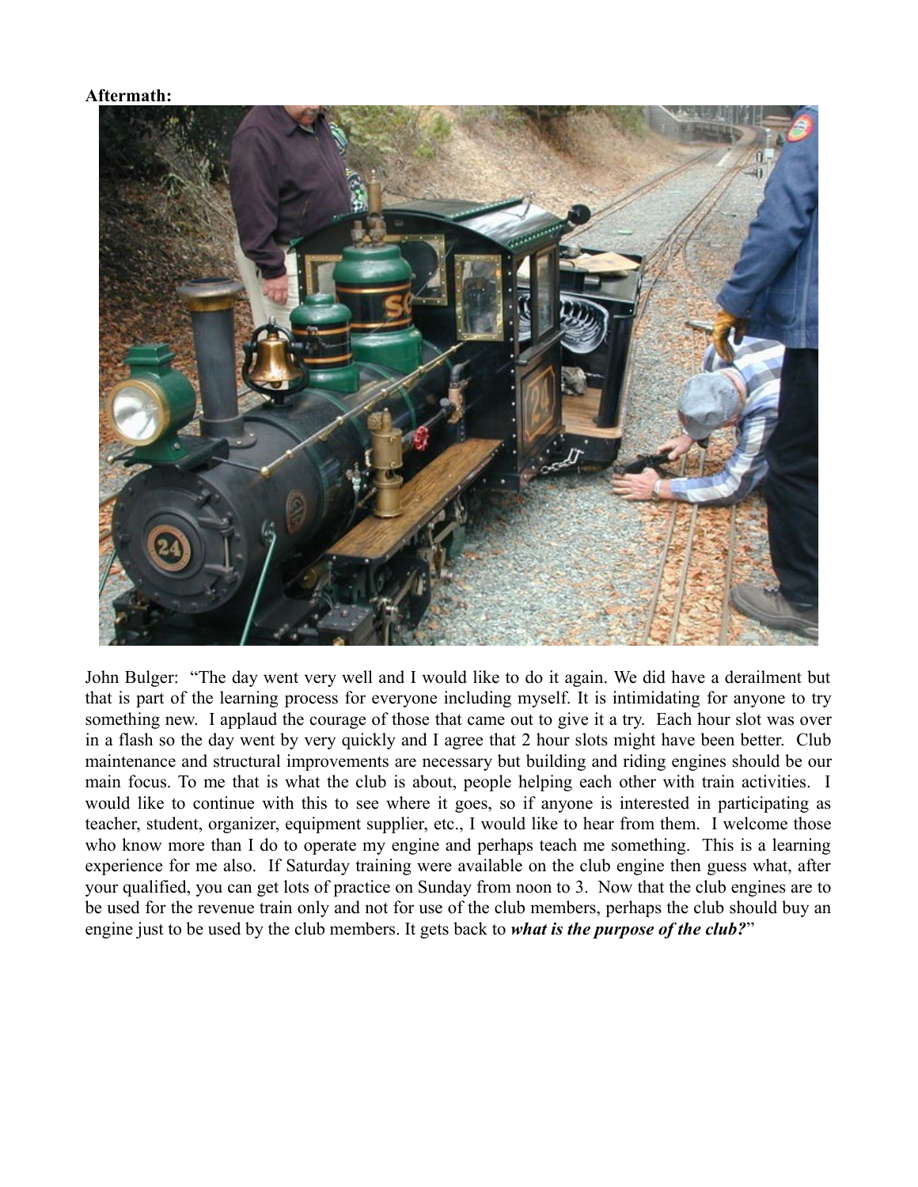**Aftermath:**

John Bulger: "The day went very well and I would like to do it again. We did have a derailment but that is part of the learning process for everyone including myself. It is intimidating for anyone to try something new. I applaud the courage of those that came out to give it a try. Each hour slot was over in a flash so the day went by very quickly and I agree that 2 hour slots might have been better. Club maintenance and structural improvements are necessary but building and riding engines should be our main focus. To me that is what the club is about, people helping each other with train activities. I would like to continue with this to see where it goes, so if anyone is interested in participating as teacher, student, organizer, equipment supplier, etc., I would like to hear from them. I welcome those who know more than I do to operate my engine and perhaps teach me something. This is a learning experience for me also. If Saturday training were available on the club engine then guess what, after your qualified, you can get lots of practice on Sunday from noon to 3. Now that the club engines are to be used for the revenue train only and not for use of the club members, perhaps the club should buy an engine just to be used by the club members. It gets back to ***what is the purpose of the club?***"